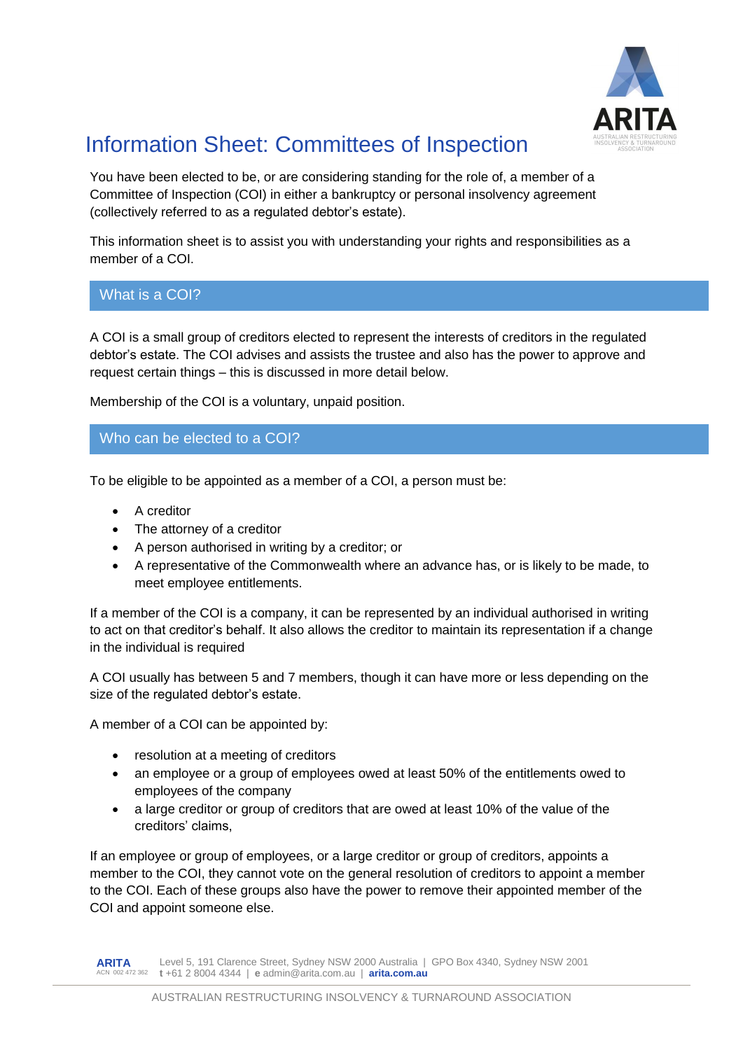# Information Sheet: Committees of Inspection

You have been elected to be, or are considering standing for the role of, a member of a Committee of Inspection (COI) in either a bankruptcy or personal insolvency agreement (collectively referred to as a regulated debtor's estate).

This information sheet is to assist you with understanding your rights and responsibilities as a member of a COI.

## What is a COI?

A COI is a small group of creditors elected to represent the interests of creditors in the regulated debtor's estate. The COI advises and assists the trustee and also has the power to approve and request certain things – this is discussed in more detail below.

Membership of the COI is a voluntary, unpaid position.

## Who can be elected to a COI?

To be eligible to be appointed as a member of a COI, a person must be:

- A creditor
- The attorney of a creditor
- A person authorised in writing by a creditor; or
- A representative of the Commonwealth where an advance has, or is likely to be made, to meet employee entitlements.

If a member of the COI is a company, it can be represented by an individual authorised in writing to act on that creditor's behalf. It also allows the creditor to maintain its representation if a change in the individual is required

A COI usually has between 5 and 7 members, though it can have more or less depending on the size of the regulated debtor's estate.

A member of a COI can be appointed by:

- resolution at a meeting of creditors
- an employee or a group of employees owed at least 50% of the entitlements owed to employees of the company
- a large creditor or group of creditors that are owed at least 10% of the value of the creditors' claims,

If an employee or group of employees, or a large creditor or group of creditors, appoints a member to the COI, they cannot vote on the general resolution of creditors to appoint a member to the COI. Each of these groups also have the power to remove their appointed member of the COI and appoint someone else.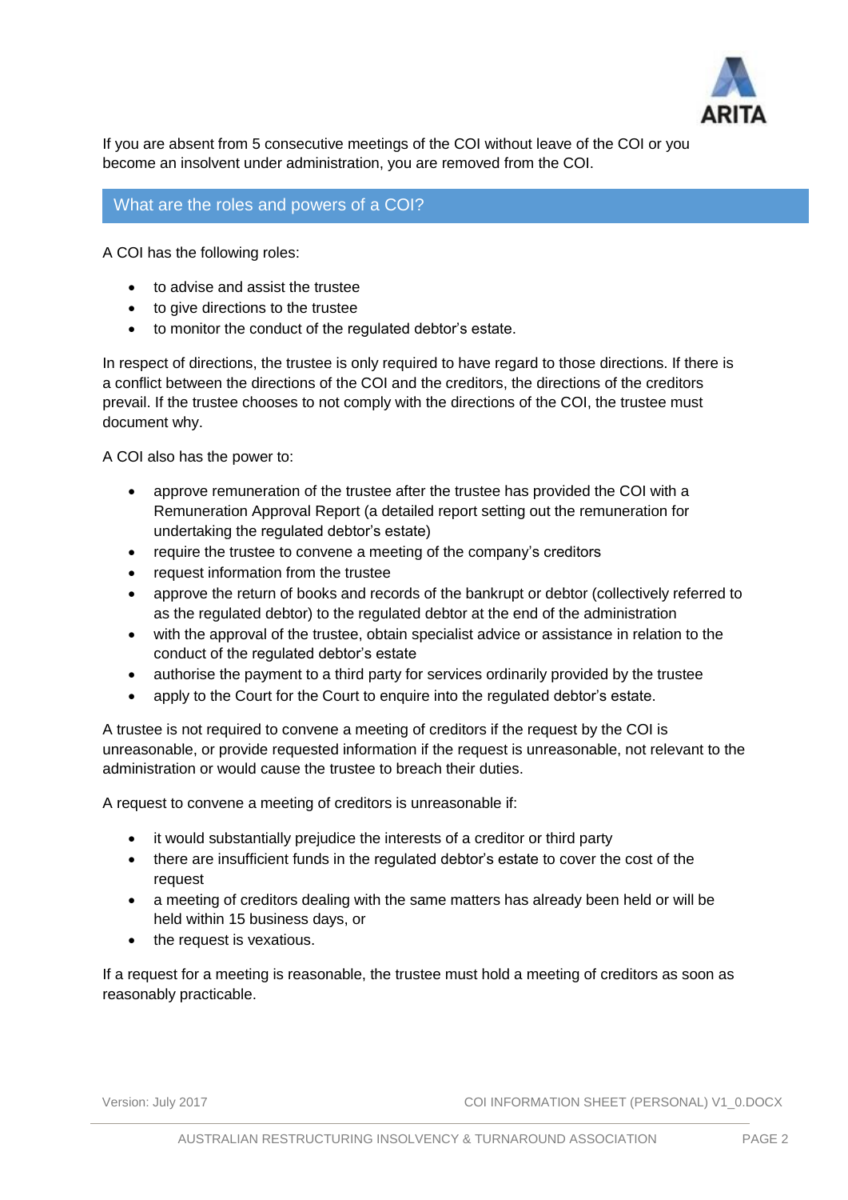If you are absent from 5 consecutive meetings of the COI without leave of the COI or you become an insolvent under administration, you are removed from the COI.

## What are the roles and powers of a COI?

A COI has the following roles:

- to advise and assist the trustee
- to give directions to the trustee
- to monitor the conduct of the regulated debtor's estate.

In respect of directions, the trustee is only required to have regard to those directions. If there is a conflict between the directions of the COI and the creditors, the directions of the creditors prevail. If the trustee chooses to not comply with the directions of the COI, the trustee must document why.

A COI also has the power to:

- approve remuneration of the trustee after the trustee has provided the COI with a Remuneration Approval Report (a detailed report setting out the remuneration for undertaking the regulated debtor's estate)
- require the trustee to convene a meeting of the company's creditors
- request information from the trustee
- approve the return of books and records of the bankrupt or debtor (collectively referred to as the regulated debtor) to the regulated debtor at the end of the administration
- with the approval of the trustee, obtain specialist advice or assistance in relation to the conduct of the regulated debtor's estate
- authorise the payment to a third party for services ordinarily provided by the trustee
- apply to the Court for the Court to enquire into the regulated debtor's estate.

A trustee is not required to convene a meeting of creditors if the request by the COI is unreasonable, or provide requested information if the request is unreasonable, not relevant to the administration or would cause the trustee to breach their duties.

A request to convene a meeting of creditors is unreasonable if:

- it would substantially prejudice the interests of a creditor or third party
- there are insufficient funds in the regulated debtor's estate to cover the cost of the request
- a meeting of creditors dealing with the same matters has already been held or will be held within 15 business days, or
- the request is vexatious.

If a request for a meeting is reasonable, the trustee must hold a meeting of creditors as soon as reasonably practicable.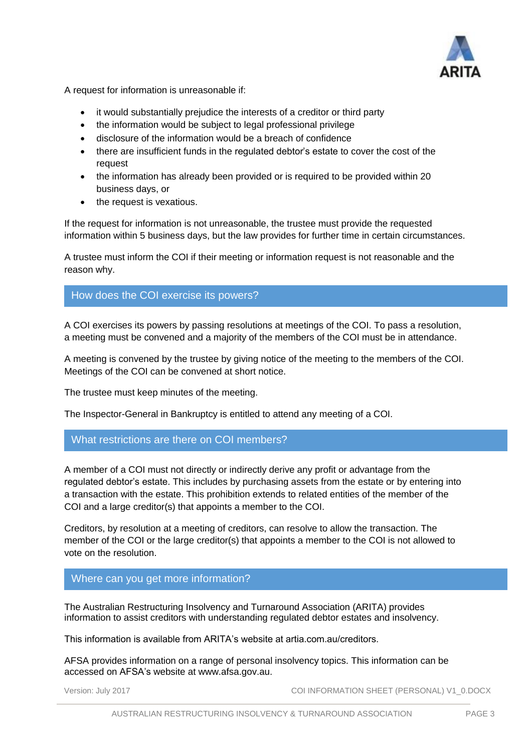A request for information is unreasonable if:

- it would substantially prejudice the interests of a creditor or third party
- the information would be subject to legal professional privilege
- disclosure of the information would be a breach of confidence
- there are insufficient funds in the regulated debtor's estate to cover the cost of the request
- the information has already been provided or is required to be provided within 20 business days, or
- the request is vexatious.

If the request for information is not unreasonable, the trustee must provide the requested information within 5 business days, but the law provides for further time in certain circumstances.

A trustee must inform the COI if their meeting or information request is not reasonable and the reason why.

## How does the COI exercise its powers?

A COI exercises its powers by passing resolutions at meetings of the COI. To pass a resolution, a meeting must be convened and a majority of the members of the COI must be in attendance.

A meeting is convened by the trustee by giving notice of the meeting to the members of the COI. Meetings of the COI can be convened at short notice.

The trustee must keep minutes of the meeting.

The Inspector-General in Bankruptcy is entitled to attend any meeting of a COI.

## What restrictions are there on COI members?

A member of a COI must not directly or indirectly derive any profit or advantage from the regulated debtor's estate. This includes by purchasing assets from the estate or by entering into a transaction with the estate. This prohibition extends to related entities of the member of the COI and a large creditor(s) that appoints a member to the COI.

Creditors, by resolution at a meeting of creditors, can resolve to allow the transaction. The member of the COI or the large creditor(s) that appoints a member to the COI is not allowed to vote on the resolution.

## Where can you get more information?

The Australian Restructuring Insolvency and Turnaround Association (ARITA) provides information to assist creditors with understanding regulated debtor estates and insolvency.

This information is available from ARITA's website at artia.com.au/creditors.

AFSA provides information on a range of personal insolvency topics. This information can be accessed on AFSA's website at www.afsa.gov.au.

Version: July 2017 COI INFORMATION SHEET (PERSONAL) V1_0.DOCX